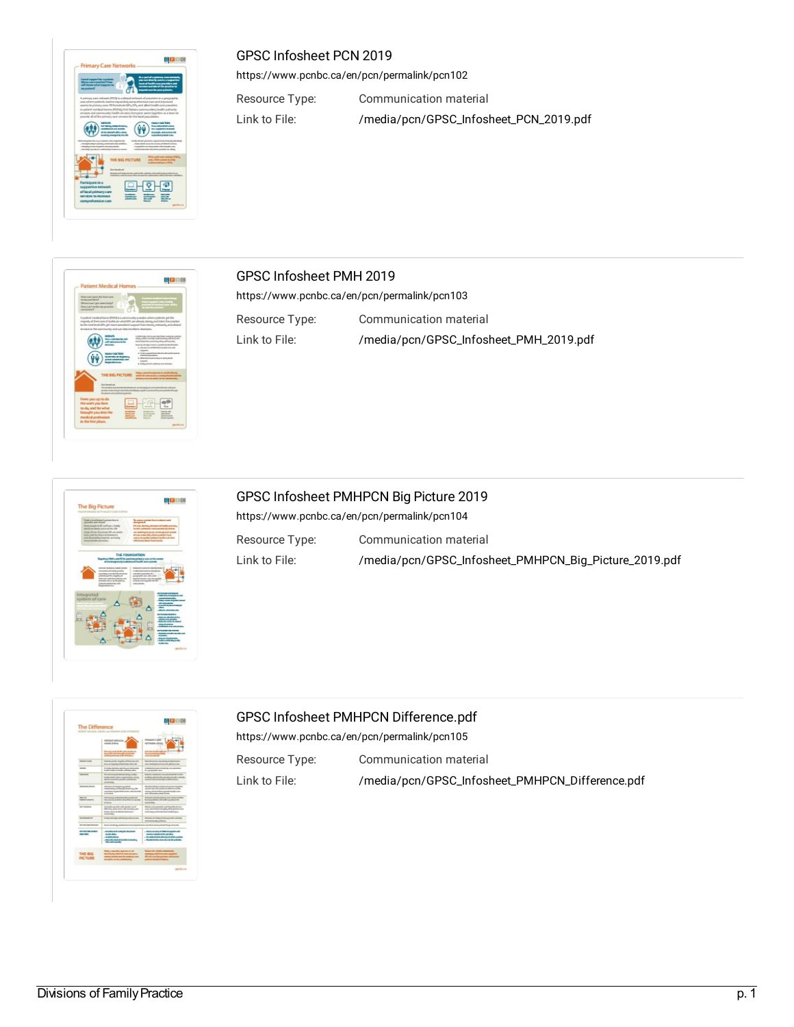## GPSC Infosheet PCN 2019

https://www.pcnbc.ca/en/pcn/permalink/pcn102

| | |
|---|---|
| Resource Type: | Communication material |
| Link to File: | /media/pcn/GPSC_Infosheet_PCN_2019.pdf |

## GPSC Infosheet PMH 2019

https://www.pcnbc.ca/en/pcn/permalink/pcn103

| | |
|---|---|
| Resource Type: | Communication material |
| Link to File: | /media/pcn/GPSC_Infosheet_PMH_2019.pdf |

## GPSC Infosheet PMHPCN Big Picture 2019

https://www.pcnbc.ca/en/pcn/permalink/pcn104

| | |
|---|---|
| Resource Type: | Communication material |
| Link to File: | /media/pcn/GPSC_Infosheet_PMHPCN_Big_Picture_2019.pdf |

## GPSC Infosheet PMHPCN Difference.pdf

https://www.pcnbc.ca/en/pcn/permalink/pcn105

| | |
|---|---|
| Resource Type: | Communication material |
| Link to File: | /media/pcn/GPSC_Infosheet_PMHPCN_Difference.pdf |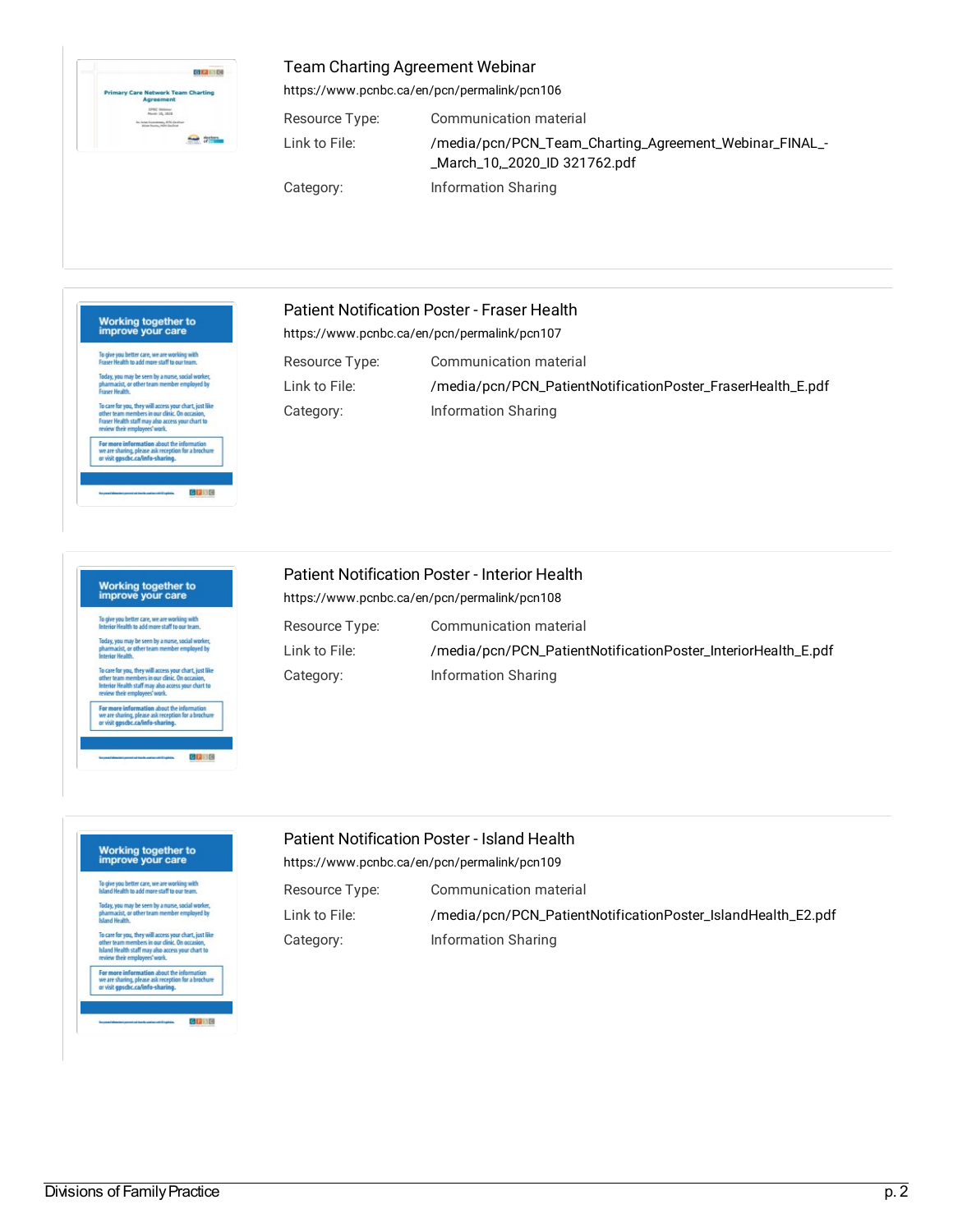### Team Charting Agreement Webinar

https://www.pcnbc.ca/en/pcn/permalink/pcn106

| | |
|---|---|
| Resource Type: | Communication material |
| Link to File: | /media/pcn/PCN_Team_Charting_Agreement_Webinar_FINAL_-_March_10,_2020_ID 321762.pdf |
| Category: | Information Sharing |

### Patient Notification Poster - Fraser Health

https://www.pcnbc.ca/en/pcn/permalink/pcn107

| | |
|---|---|
| Resource Type: | Communication material |
| Link to File: | /media/pcn/PCN_PatientNotificationPoster_FraserHealth_E.pdf |
| Category: | Information Sharing |

### Patient Notification Poster - Interior Health

https://www.pcnbc.ca/en/pcn/permalink/pcn108

| | |
|---|---|
| Resource Type: | Communication material |
| Link to File: | /media/pcn/PCN_PatientNotificationPoster_InteriorHealth_E.pdf |
| Category: | Information Sharing |

### Patient Notification Poster - Island Health

https://www.pcnbc.ca/en/pcn/permalink/pcn109

| | |
|---|---|
| Resource Type: | Communication material |
| Link to File: | /media/pcn/PCN_PatientNotificationPoster_IslandHealth_E2.pdf |
| Category: | Information Sharing |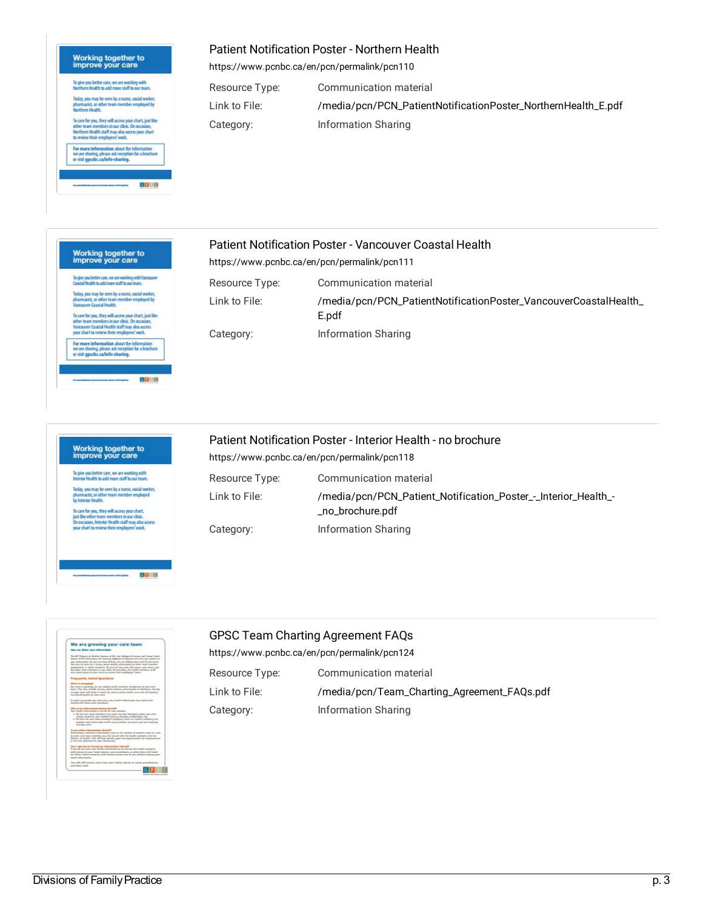## Patient Notification Poster - Northern Health

https://www.pcnbc.ca/en/pcn/permalink/pcn110

| | |
|---|---|
| Resource Type: | Communication material |
| Link to File: | /media/pcn/PCN_PatientNotificationPoster_NorthernHealth_E.pdf |
| Category: | Information Sharing |

## Patient Notification Poster - Vancouver Coastal Health

https://www.pcnbc.ca/en/pcn/permalink/pcn111

| | |
|---|---|
| Resource Type: | Communication material |
| Link to File: | /media/pcn/PCN_PatientNotificationPoster_VancouverCoastalHealth_E.pdf |
| Category: | Information Sharing |

## Patient Notification Poster - Interior Health - no brochure

https://www.pcnbc.ca/en/pcn/permalink/pcn118

| | |
|---|---|
| Resource Type: | Communication material |
| Link to File: | /media/pcn/PCN_Patient_Notification_Poster_-_Interior_Health_-_no_brochure.pdf |
| Category: | Information Sharing |

## GPSC Team Charting Agreement FAQs

https://www.pcnbc.ca/en/pcn/permalink/pcn124

| | |
|---|---|
| Resource Type: | Communication material |
| Link to File: | /media/pcn/Team_Charting_Agreement_FAQs.pdf |
| Category: | Information Sharing |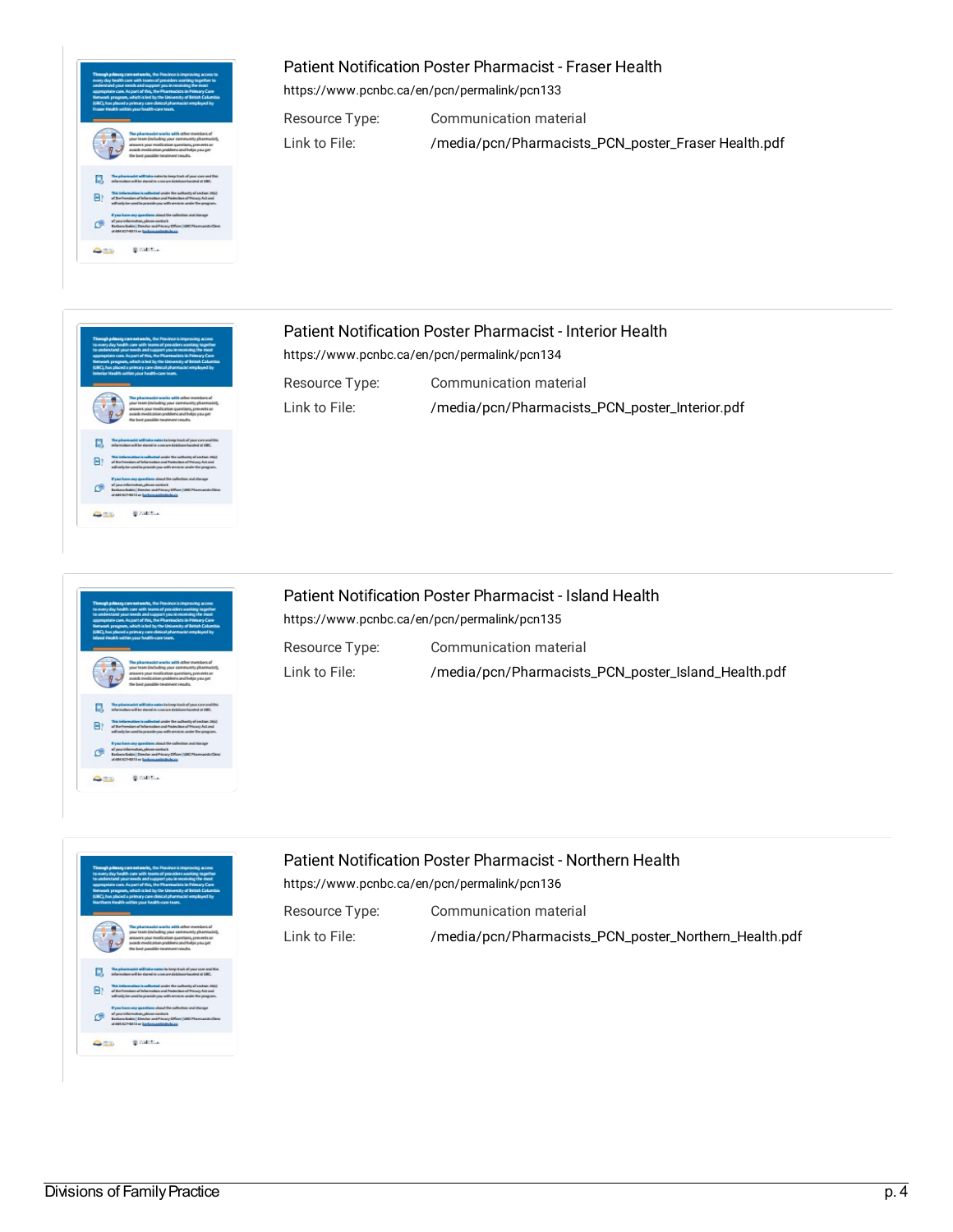## Patient Notification Poster Pharmacist - Fraser Health

https://www.pcnbc.ca/en/pcn/permalink/pcn133

Resource Type: Communication material

Link to File: /media/pcn/Pharmacists_PCN_poster_Fraser Health.pdf

## Patient Notification Poster Pharmacist - Interior Health

https://www.pcnbc.ca/en/pcn/permalink/pcn134

Resource Type: Communication material

Link to File: /media/pcn/Pharmacists_PCN_poster_Interior.pdf

## Patient Notification Poster Pharmacist - Island Health

https://www.pcnbc.ca/en/pcn/permalink/pcn135

Resource Type: Communication material

Link to File: /media/pcn/Pharmacists_PCN_poster_Island_Health.pdf

## Patient Notification Poster Pharmacist - Northern Health

https://www.pcnbc.ca/en/pcn/permalink/pcn136

Resource Type: Communication material

Link to File: /media/pcn/Pharmacists_PCN_poster_Northern_Health.pdf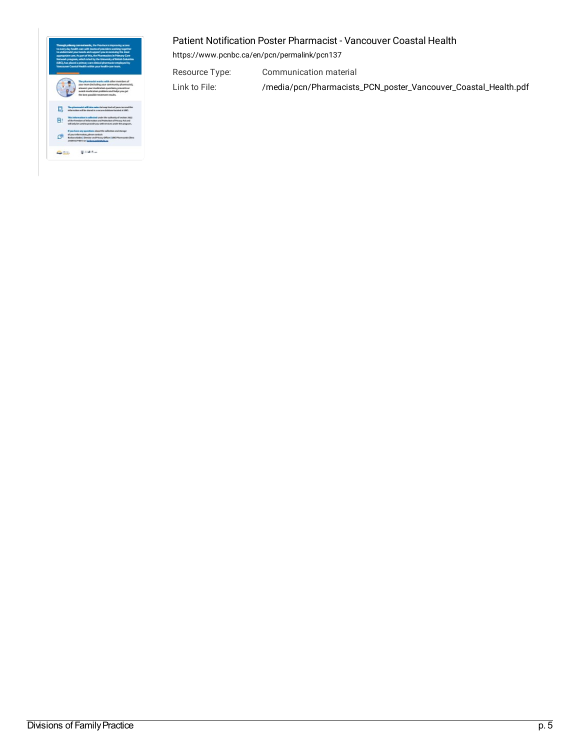## Patient Notification Poster Pharmacist - Vancouver Coastal Health

https://www.pcnbc.ca/en/pcn/permalink/pcn137

| | |
|---|---|
| Resource Type: | Communication material |
| Link to File: | /media/pcn/Pharmacists_PCN_poster_Vancouver_Coastal_Health.pdf |